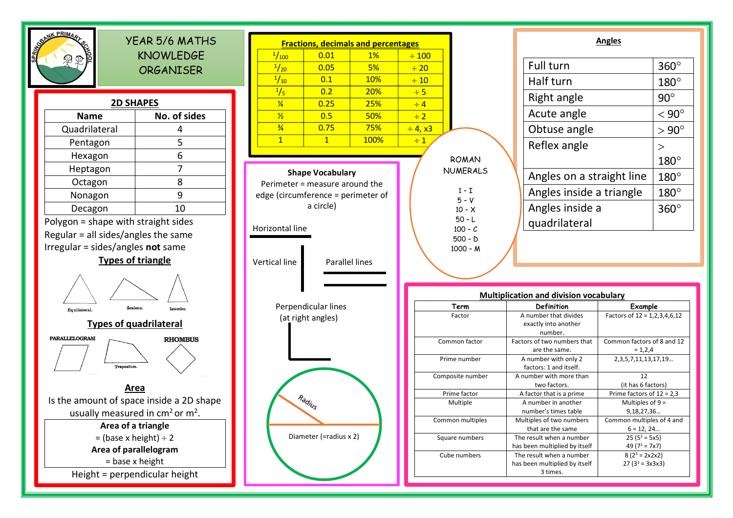# YEAR 5/6 MATHS KNOWLEDGE ORGANISER

## 2D SHAPES

| Name | No. of sides |
|---|---|
| Quadrilateral | 4 |
| Pentagon | 5 |
| Hexagon | 6 |
| Heptagon | 7 |
| Octagon | 8 |
| Nonagon | 9 |
| Decagon | 10 |

Polygon = shape with straight sides
Regular = all sides/angles the same
Irregular = sides/angles **not** same

### Types of triangle

Equilateral. Scalene. Isosceles.

### Types of quadrilateral

PARALLELOGRAM Trapezium. RHOMBUS

### Area

Is the amount of space inside a 2D shape usually measured in $cm^2$ or $m^2$.

**Area of a triangle**
= (base x height) ÷ 2
**Area of parallelogram**
= base x height

Height = perpendicular height

## Fractions, decimals and percentages

| | | | |
|---|---|---|---|
| $^{1}/_{100}$ | 0.01 | 1% | ÷ 100 |
| $^{1}/_{20}$ | 0.05 | 5% | ÷ 20 |
| $^{1}/_{10}$ | 0.1 | 10% | ÷ 10 |
| $^{1}/_{5}$ | 0.2 | 20% | ÷ 5 |
| ¼ | 0.25 | 25% | ÷ 4 |
| ½ | 0.5 | 50% | ÷ 2 |
| ¾ | 0.75 | 75% | ÷ 4, x3 |
| 1 | 1 | 100% | ÷ 1 |

## Shape Vocabulary

Perimeter = measure around the edge (circumference = perimeter of a circle)

Horizontal line

Vertical line

Parallel lines

Perpendicular lines (at right angles)

Radius

Diameter (=radius x 2)

## ROMAN NUMERALS

1 - I
5 - V
10 - X
50 - L
100 - C
500 - D
1000 - M

## Angles

| | |
|---|---|
| Full turn | 360° |
| Half turn | 180° |
| Right angle | 90° |
| Acute angle | < 90° |
| Obtuse angle | > 90° |
| Reflex angle | > 180° |
| Angles on a straight line | 180° |
| Angles inside a triangle | 180° |
| Angles inside a quadrilateral | 360° |

## Multiplication and division vocabulary

| Term | Definition | Example |
|---|---|---|
| Factor | A number that divides exactly into another number. | Factors of 12 = 1,2,3,4,6,12 |
| Common factor | Factors of two numbers that are the same. | Common factors of 8 and 12 = 1,2,4 |
| Prime number | A number with only 2 factors: 1 and itself. | 2,3,5,7,11,13,17,19… |
| Composite number | A number with more than two factors. | 12 (it has 6 factors) |
| Prime factor | A factor that is a prime | Prime factors of 12 = 2,3 |
| Multiple | A number in another number's times table | Multiples of 9 = 9,18,27,36… |
| Common multiples | Multiples of two numbers that are the same | Common multiples of 4 and 6 = 12, 24… |
| Square numbers | The result when a number has been multiplied by itself | 25 ($5^2$ = 5x5) 49 ($7^2$ = 7x7) |
| Cube numbers | The result when a number has been multiplied by itself 3 times. | 8 ($2^3$ = 2x2x2) 27 ($3^3$ = 3x3x3) |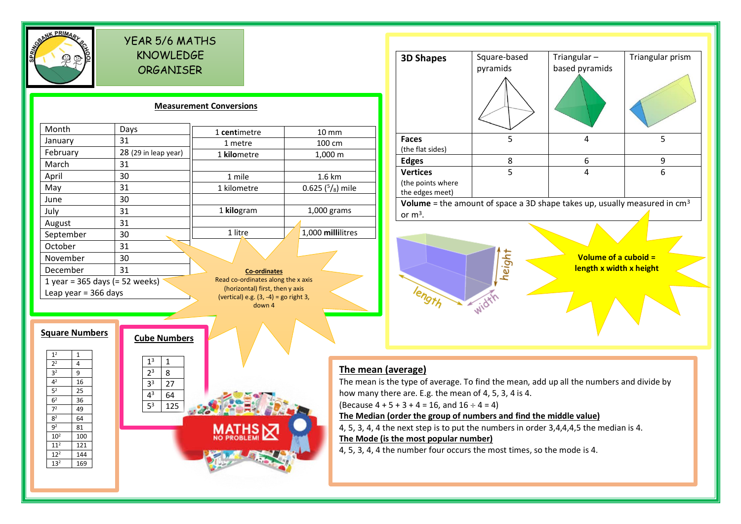# YEAR 5/6 MATHS KNOWLEDGE ORGANISER

## Measurement Conversions

| Month | Days |
|---|---|
| January | 31 |
| February | 28 (29 in leap year) |
| March | 31 |
| April | 30 |
| May | 31 |
| June | 30 |
| July | 31 |
| August | 31 |
| September | 30 |
| October | 31 |
| November | 30 |
| December | 31 |

1 year = 365 days (= 52 weeks)
Leap year = 366 days

| | |
|---|---|
| 1 **cent**imetre | 10 mm |
| 1 metre | 100 cm |
| 1 **kilo**metre | 1,000 m |
| | |
| 1 mile | 1.6 km |
| 1 kilometre | 0.625 ($^5/_8$) mile |
| | |
| 1 **kilo**gram | 1,000 grams |
| | |
| 1 litre | 1,000 **milli**litres |

**Co-ordinates**
Read co-ordinates along the x axis (horizontal) first, then y axis (vertical) e.g. (3, -4) = go right 3, down 4

## 3D Shapes

| **3D Shapes** | Square-based pyramids | Triangular – based pyramids | Triangular prism |
|---|---|---|---|
| **Faces** (the flat sides) | 5 | 4 | 5 |
| **Edges** | 8 | 6 | 9 |
| **Vertices** (the points where the edges meet) | 5 | 4 | 6 |

**Volume** = the amount of space a 3D shape takes up, usually measured in $cm^3$ or $m^3$.

height
length
width

**Volume of a cuboid = length x width x height**

## Square Numbers

| | |
|---|---|
| $1^2$ | 1 |
| $2^2$ | 4 |
| $3^2$ | 9 |
| $4^2$ | 16 |
| $5^2$ | 25 |
| $6^2$ | 36 |
| $7^2$ | 49 |
| $8^2$ | 64 |
| $9^2$ | 81 |
| $10^2$ | 100 |
| $11^2$ | 121 |
| $12^2$ | 144 |
| $13^2$ | 169 |

## Cube Numbers

| | |
|---|---|
| $1^3$ | 1 |
| $2^3$ | 8 |
| $3^3$ | 27 |
| $4^3$ | 64 |
| $5^3$ | 125 |

MATHS NO PROBLEM!

## The mean (average)

The mean is the type of average. To find the mean, add up all the numbers and divide by how many there are. E.g. the mean of 4, 5, 3, 4 is 4.
(Because 4 + 5 + 3 + 4 = 16, and 16 ÷ 4 = 4)

**The Median (order the group of numbers and find the middle value)**

4, 5, 3, 4, 4 the next step is to put the numbers in order 3,4,4,4,5 the median is 4.

**The Mode (is the most popular number)**

4, 5, 3, 4, 4 the number four occurs the most times, so the mode is 4.